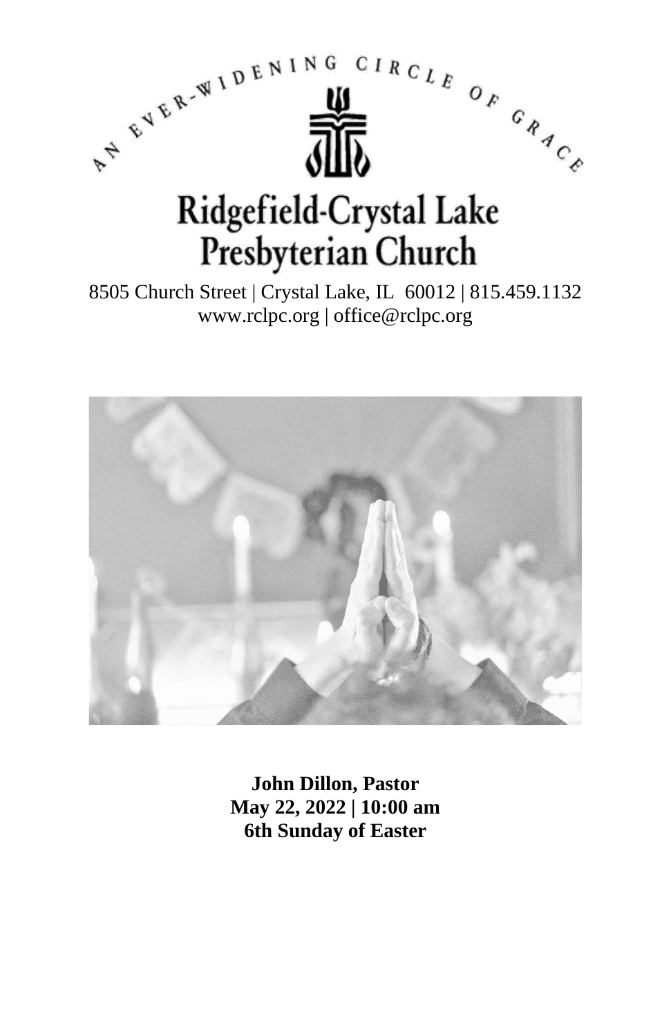AN EVER-WIDENING CIRCLE OF GRACE

# Ridgefield-Crystal Lake Presbyterian Church

8505 Church Street | Crystal Lake, IL 60012 | 815.459.1132
www.rclpc.org | office@rclpc.org

**John Dillon, Pastor**
**May 22, 2022 | 10:00 am**
**6th Sunday of Easter**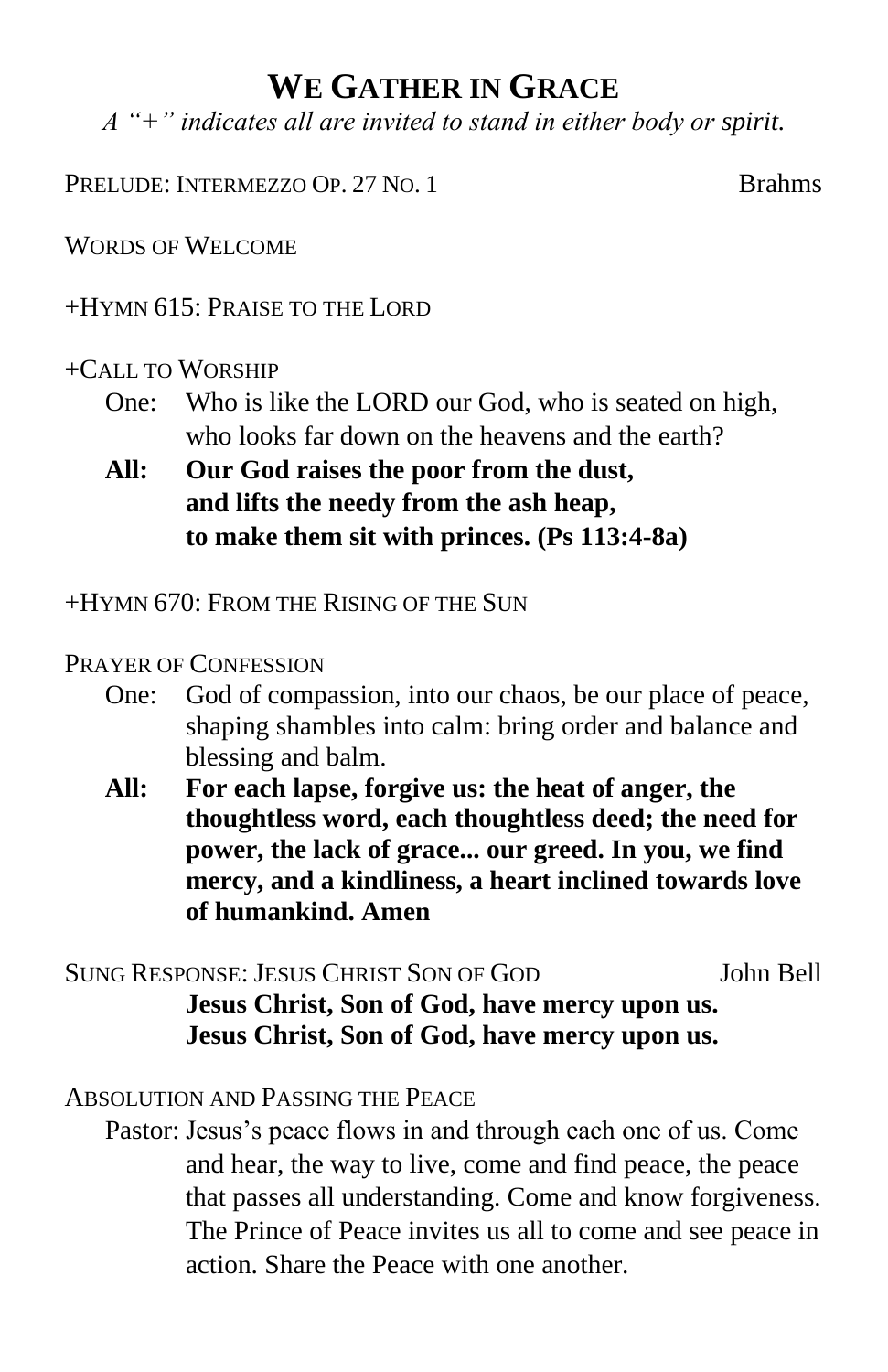# We Gather in Grace

*A "+" indicates all are invited to stand in either body or spirit.*

PRELUDE: INTERMEZZO OP. 27 NO. 1 — Brahms

WORDS OF WELCOME

+HYMN 615: PRAISE TO THE LORD

+CALL TO WORSHIP

One: Who is like the LORD our God, who is seated on high, who looks far down on the heavens and the earth?

**All: Our God raises the poor from the dust, and lifts the needy from the ash heap, to make them sit with princes. (Ps 113:4-8a)**

+HYMN 670: FROM THE RISING OF THE SUN

PRAYER OF CONFESSION

One: God of compassion, into our chaos, be our place of peace, shaping shambles into calm: bring order and balance and blessing and balm.

**All: For each lapse, forgive us: the heat of anger, the thoughtless word, each thoughtless deed; the need for power, the lack of grace... our greed. In you, we find mercy, and a kindliness, a heart inclined towards love of humankind. Amen**

SUNG RESPONSE: JESUS CHRIST SON OF GOD — John Bell

**Jesus Christ, Son of God, have mercy upon us.**
**Jesus Christ, Son of God, have mercy upon us.**

ABSOLUTION AND PASSING THE PEACE

Pastor: Jesus's peace flows in and through each one of us. Come and hear, the way to live, come and find peace, the peace that passes all understanding. Come and know forgiveness. The Prince of Peace invites us all to come and see peace in action. Share the Peace with one another.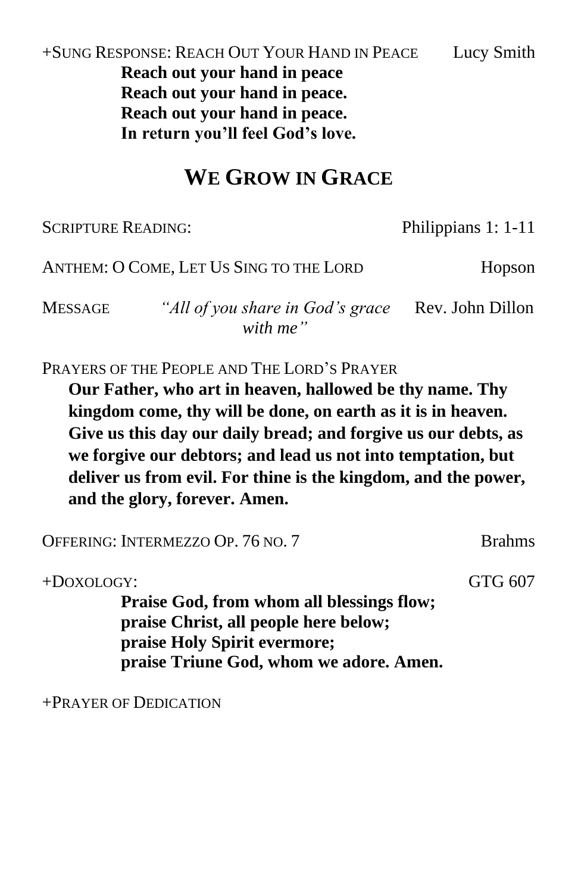+SUNG RESPONSE: REACH OUT YOUR HAND IN PEACE Lucy Smith

**Reach out your hand in peace**
**Reach out your hand in peace.**
**Reach out your hand in peace.**
**In return you'll feel God's love.**

## WE GROW IN GRACE

SCRIPTURE READING: Philippians 1: 1-11

ANTHEM: O COME, LET US SING TO THE LORD Hopson

MESSAGE *"All of you share in God's grace with me"* Rev. John Dillon

PRAYERS OF THE PEOPLE AND THE LORD'S PRAYER

**Our Father, who art in heaven, hallowed be thy name. Thy kingdom come, thy will be done, on earth as it is in heaven. Give us this day our daily bread; and forgive us our debts, as we forgive our debtors; and lead us not into temptation, but deliver us from evil. For thine is the kingdom, and the power, and the glory, forever. Amen.**

OFFERING: INTERMEZZO OP. 76 NO. 7 Brahms

+DOXOLOGY: GTG 607

**Praise God, from whom all blessings flow;**
**praise Christ, all people here below;**
**praise Holy Spirit evermore;**
**praise Triune God, whom we adore. Amen.**

+PRAYER OF DEDICATION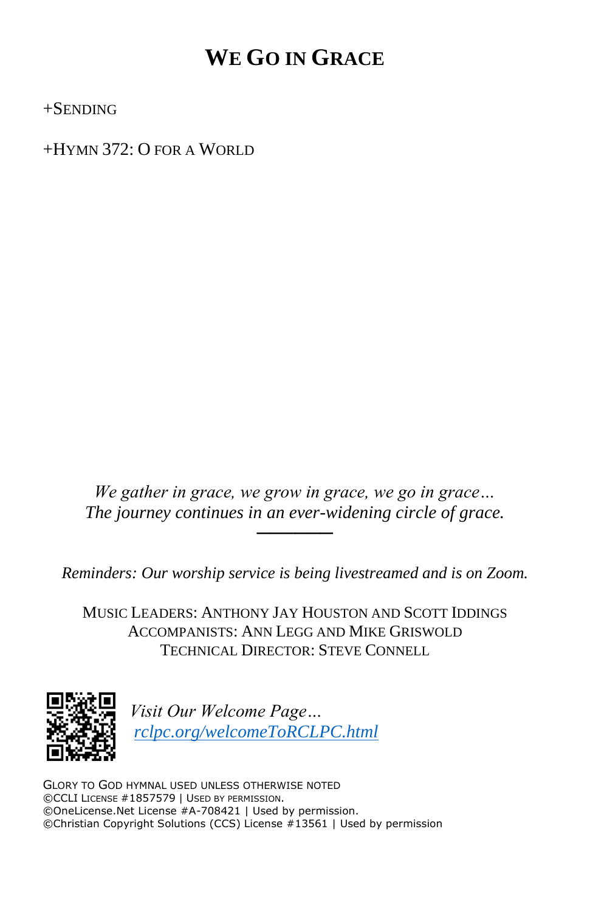# WE GO IN GRACE

+SENDING

+HYMN 372: O FOR A WORLD

*We gather in grace, we grow in grace, we go in grace…*
*The journey continues in an ever-widening circle of grace.*

---

*Reminders: Our worship service is being livestreamed and is on Zoom.*

MUSIC LEADERS: ANTHONY JAY HOUSTON AND SCOTT IDDINGS
ACCOMPANISTS: ANN LEGG AND MIKE GRISWOLD
TECHNICAL DIRECTOR: STEVE CONNELL

*Visit Our Welcome Page…*
*rclpc.org/welcomeToRCLPC.html*

GLORY TO GOD HYMNAL USED UNLESS OTHERWISE NOTED
©CCLI LICENSE #1857579 | USED BY PERMISSION.
©OneLicense.Net License #A-708421 | Used by permission.
©Christian Copyright Solutions (CCS) License #13561 | Used by permission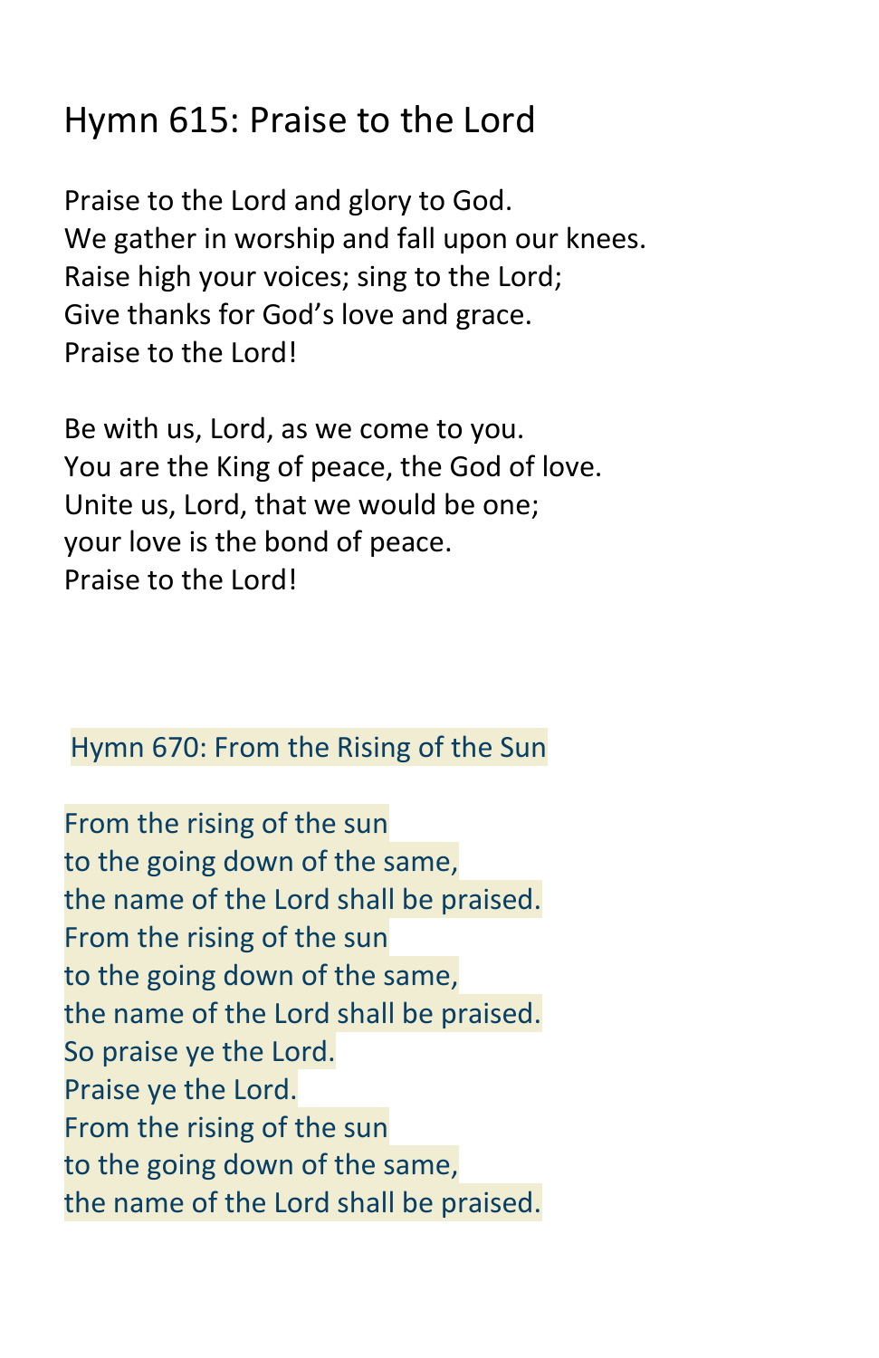## Hymn 615: Praise to the Lord

Praise to the Lord and glory to God.
We gather in worship and fall upon our knees.
Raise high your voices; sing to the Lord;
Give thanks for God's love and grace.
Praise to the Lord!

Be with us, Lord, as we come to you.
You are the King of peace, the God of love.
Unite us, Lord, that we would be one;
your love is the bond of peace.
Praise to the Lord!

## Hymn 670: From the Rising of the Sun

From the rising of the sun
to the going down of the same,
the name of the Lord shall be praised.
From the rising of the sun
to the going down of the same,
the name of the Lord shall be praised.
So praise ye the Lord.
Praise ye the Lord.
From the rising of the sun
to the going down of the same,
the name of the Lord shall be praised.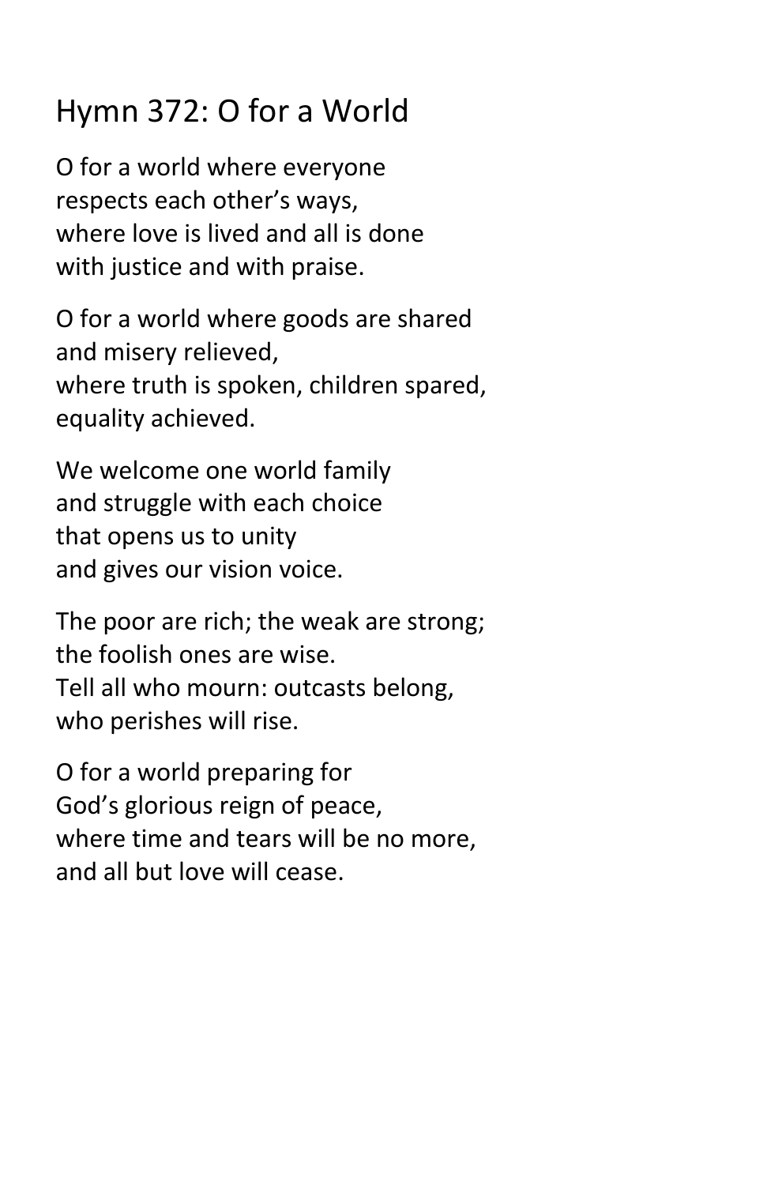# Hymn 372: O for a World

O for a world where everyone
respects each other's ways,
where love is lived and all is done
with justice and with praise.

O for a world where goods are shared
and misery relieved,
where truth is spoken, children spared,
equality achieved.

We welcome one world family
and struggle with each choice
that opens us to unity
and gives our vision voice.

The poor are rich; the weak are strong;
the foolish ones are wise.
Tell all who mourn: outcasts belong,
who perishes will rise.

O for a world preparing for
God's glorious reign of peace,
where time and tears will be no more,
and all but love will cease.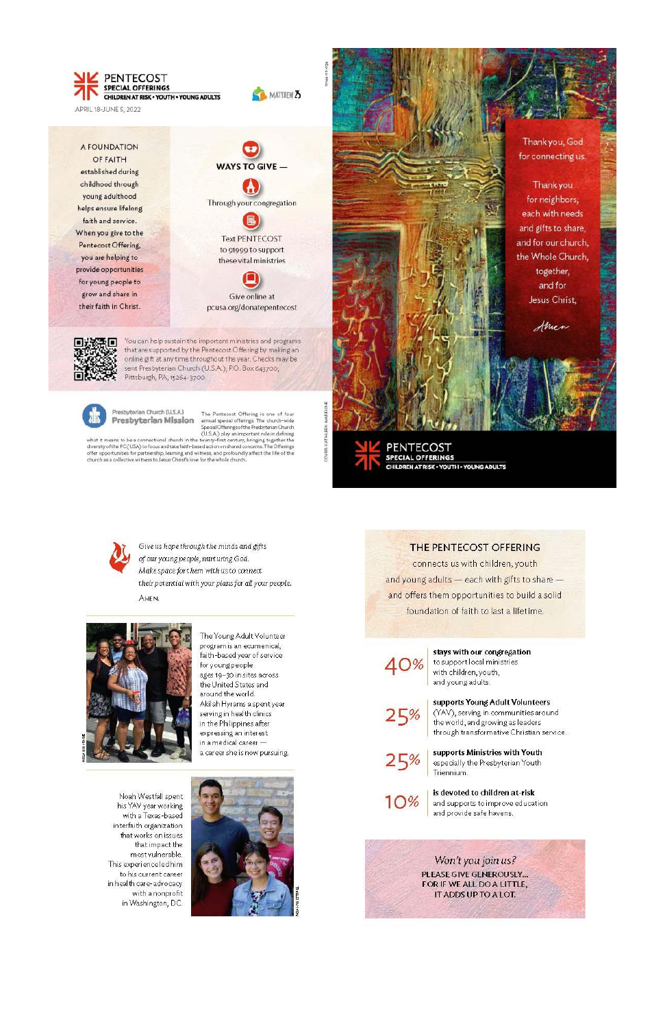# PENTECOST

**SPECIAL OFFERINGS**

**CHILDREN AT RISK • YOUTH • YOUNG ADULTS**

APRIL 18–JUNE 5, 2022

A FOUNDATION OF FAITH established during childhood through young adulthood helps ensure lifelong faith and service. When you give to the Pentecost Offering, you are helping to provide opportunities for young people to grow and share in their faith in Christ.

## WAYS TO GIVE —

Through your congregation

Text PENTECOST to 91999 to support these vital ministries

Give online at pcusa.org/donatepentecost

You can help sustain the important ministries and programs that are supported by the Pentecost Offering by making an online gift at any time throughout the year. Checks may be sent Presbyterian Church (U.S.A.), P.O. Box 643700, Pittsburgh, PA, 15264-3700.

Presbyterian Church (U.S.A.)
**Presbyterian Mission**

The Pentecost Offering is one of four annual special offerings. The church-wide Special Offerings of the Presbyterian Church (U.S.A.) play an important role in defining what it means to be a connectional church in the twenty-first century, bringing together the diversity of the PC(USA) to focus and take faith-based action on shared concerns. The Offerings offer opportunities for partnership, learning and witness, and profoundly affect the life of the church as a collective witness to Jesus Christ's love for the whole church.

Thank you, God for connecting us.

Thank you for neighbors, each with needs and gifts to share, and for our church, the Whole Church, together, and for Jesus Christ,

*Amen*

# PENTECOST

**SPECIAL OFFERINGS**

**CHILDREN AT RISK • YOUTH • YOUNG ADULTS**

*Give us hope through the minds and gifts of our young people, nurturing God. Make space for them with us to connect their potential with your plans for all your people.*

AMEN.

The Young Adult Volunteer program is an ecumenical, faith-based year of service for young people ages 19–30 in sites across the United States and around the world. Akilah Hyrams spent year serving in health clinics in the Philippines after expressing an interest in a medical career — a career she is now pursuing.

Noah Westfall spent his YAV year working with a Texas-based interfaith organization that works on issues that impact the most vulnerable. This experience led him to his current career in health care advocacy with a nonprofit in Washington, D.C.

## THE PENTECOST OFFERING

connects us with children, youth and young adults — each with gifts to share — and offers them opportunities to build a solid foundation of faith to last a lifetime.

**40%** **stays with our congregation** to support local ministries with children, youth, and young adults.

**25%** **supports Young Adult Volunteers** (YAV), serving in communities around the world, and growing as leaders through transformative Christian service.

**25%** **supports Ministries with Youth** especially the Presbyterian Youth Triennium.

**10%** **is devoted to children at-risk** and supports to improve education and provide safe havens.

*Won't you join us?*

PLEASE GIVE GENEROUSLY... FOR IF WE ALL DO A LITTLE, IT ADDS UP TO A LOT.